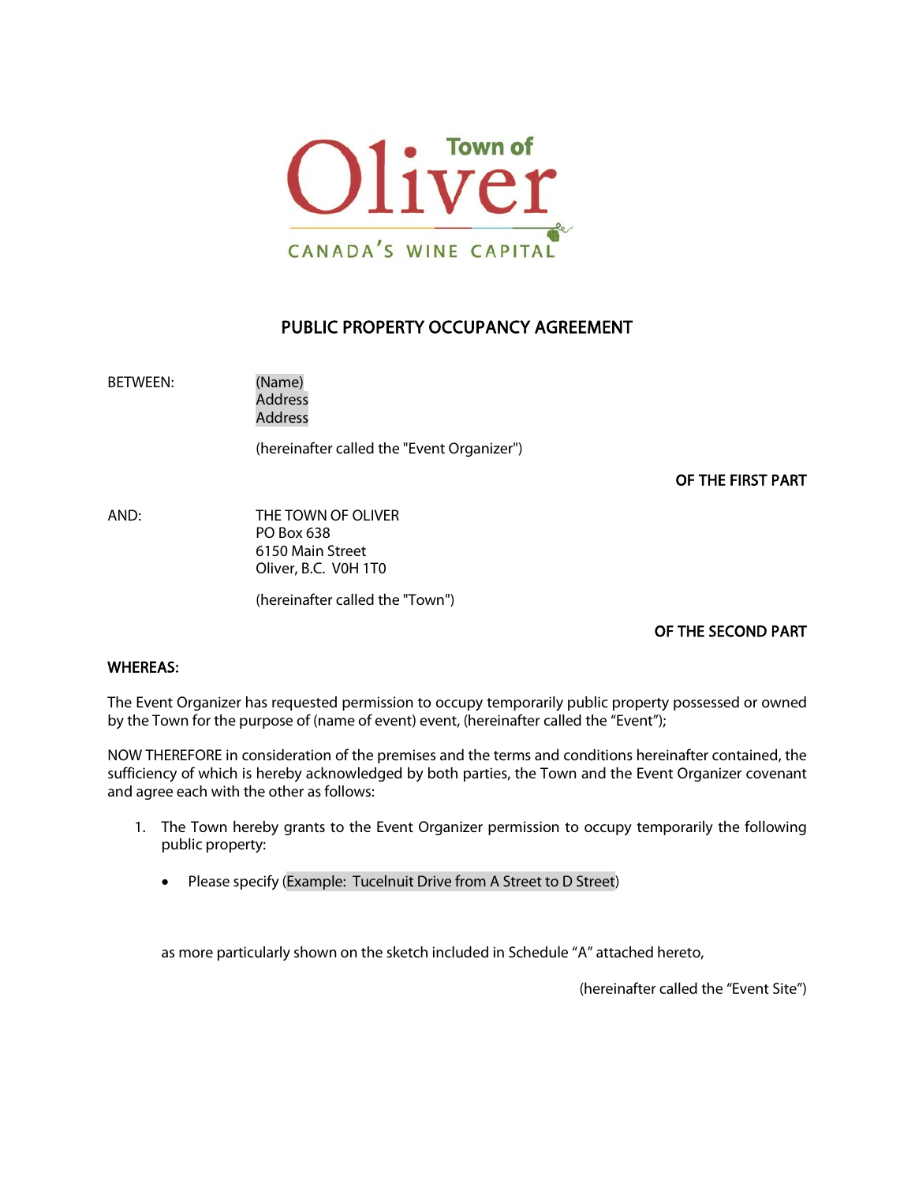Town of Oliver

CANADA'S WINE CAPITAL

# PUBLIC PROPERTY OCCUPANCY AGREEMENT

BETWEEN: (Name)
Address
Address

(hereinafter called the "Event Organizer")

**OF THE FIRST PART**

AND: THE TOWN OF OLIVER
PO Box 638
6150 Main Street
Oliver, B.C. V0H 1T0

(hereinafter called the "Town")

**OF THE SECOND PART**

**WHEREAS:**

The Event Organizer has requested permission to occupy temporarily public property possessed or owned by the Town for the purpose of (name of event) event, (hereinafter called the "Event");

NOW THEREFORE in consideration of the premises and the terms and conditions hereinafter contained, the sufficiency of which is hereby acknowledged by both parties, the Town and the Event Organizer covenant and agree each with the other as follows:

1. The Town hereby grants to the Event Organizer permission to occupy temporarily the following public property:

   - Please specify (Example: Tucelnuit Drive from A Street to D Street)

   as more particularly shown on the sketch included in Schedule "A" attached hereto,

   (hereinafter called the "Event Site")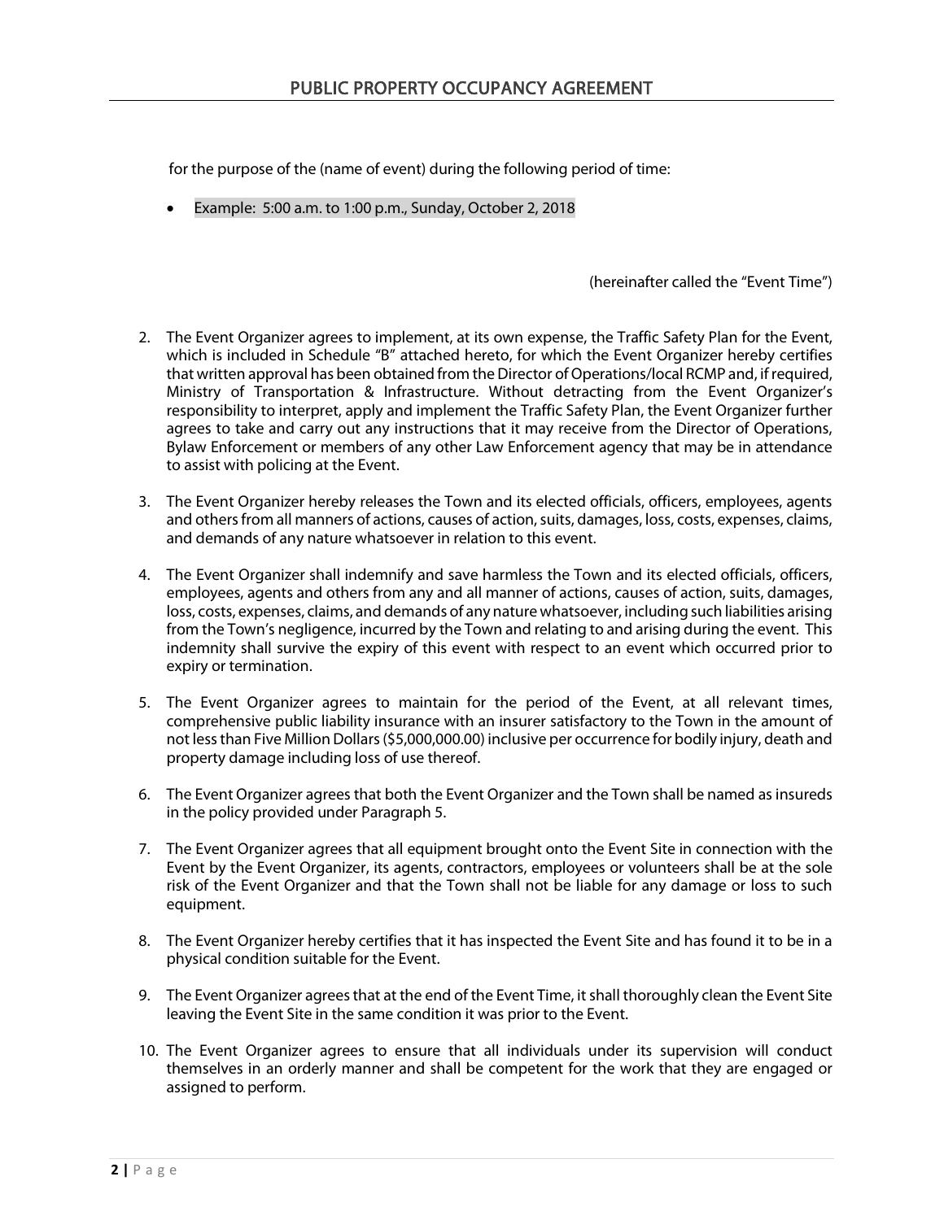for the purpose of the (name of event) during the following period of time:

- Example: 5:00 a.m. to 1:00 p.m., Sunday, October 2, 2018

(hereinafter called the "Event Time")

2. The Event Organizer agrees to implement, at its own expense, the Traffic Safety Plan for the Event, which is included in Schedule "B" attached hereto, for which the Event Organizer hereby certifies that written approval has been obtained from the Director of Operations/local RCMP and, if required, Ministry of Transportation & Infrastructure. Without detracting from the Event Organizer's responsibility to interpret, apply and implement the Traffic Safety Plan, the Event Organizer further agrees to take and carry out any instructions that it may receive from the Director of Operations, Bylaw Enforcement or members of any other Law Enforcement agency that may be in attendance to assist with policing at the Event.

3. The Event Organizer hereby releases the Town and its elected officials, officers, employees, agents and others from all manners of actions, causes of action, suits, damages, loss, costs, expenses, claims, and demands of any nature whatsoever in relation to this event.

4. The Event Organizer shall indemnify and save harmless the Town and its elected officials, officers, employees, agents and others from any and all manner of actions, causes of action, suits, damages, loss, costs, expenses, claims, and demands of any nature whatsoever, including such liabilities arising from the Town's negligence, incurred by the Town and relating to and arising during the event. This indemnity shall survive the expiry of this event with respect to an event which occurred prior to expiry or termination.

5. The Event Organizer agrees to maintain for the period of the Event, at all relevant times, comprehensive public liability insurance with an insurer satisfactory to the Town in the amount of not less than Five Million Dollars ($5,000,000.00) inclusive per occurrence for bodily injury, death and property damage including loss of use thereof.

6. The Event Organizer agrees that both the Event Organizer and the Town shall be named as insureds in the policy provided under Paragraph 5.

7. The Event Organizer agrees that all equipment brought onto the Event Site in connection with the Event by the Event Organizer, its agents, contractors, employees or volunteers shall be at the sole risk of the Event Organizer and that the Town shall not be liable for any damage or loss to such equipment.

8. The Event Organizer hereby certifies that it has inspected the Event Site and has found it to be in a physical condition suitable for the Event.

9. The Event Organizer agrees that at the end of the Event Time, it shall thoroughly clean the Event Site leaving the Event Site in the same condition it was prior to the Event.

10. The Event Organizer agrees to ensure that all individuals under its supervision will conduct themselves in an orderly manner and shall be competent for the work that they are engaged or assigned to perform.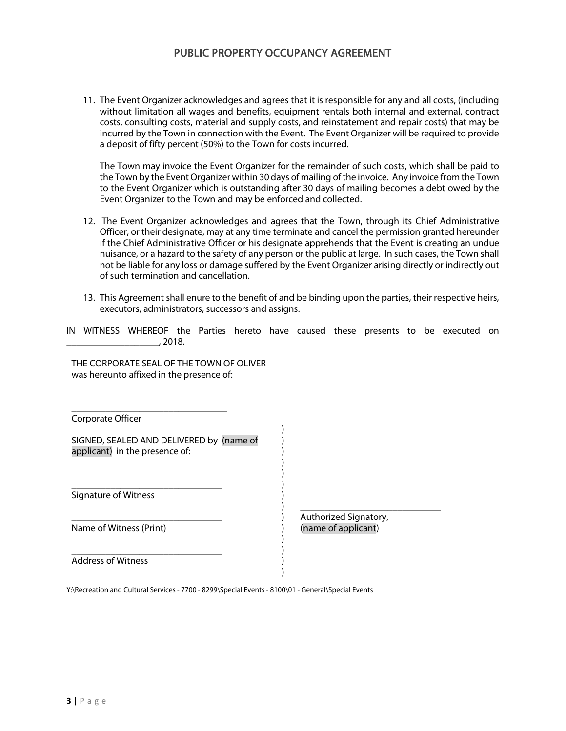11. The Event Organizer acknowledges and agrees that it is responsible for any and all costs, (including without limitation all wages and benefits, equipment rentals both internal and external, contract costs, consulting costs, material and supply costs, and reinstatement and repair costs) that may be incurred by the Town in connection with the Event. The Event Organizer will be required to provide a deposit of fifty percent (50%) to the Town for costs incurred.

    The Town may invoice the Event Organizer for the remainder of such costs, which shall be paid to the Town by the Event Organizer within 30 days of mailing of the invoice. Any invoice from the Town to the Event Organizer which is outstanding after 30 days of mailing becomes a debt owed by the Event Organizer to the Town and may be enforced and collected.

12. The Event Organizer acknowledges and agrees that the Town, through its Chief Administrative Officer, or their designate, may at any time terminate and cancel the permission granted hereunder if the Chief Administrative Officer or his designate apprehends that the Event is creating an undue nuisance, or a hazard to the safety of any person or the public at large. In such cases, the Town shall not be liable for any loss or damage suffered by the Event Organizer arising directly or indirectly out of such termination and cancellation.

13. This Agreement shall enure to the benefit of and be binding upon the parties, their respective heirs, executors, administrators, successors and assigns.

IN WITNESS WHEREOF the Parties hereto have caused these presents to be executed on ____________________, 2018.

THE CORPORATE SEAL OF THE TOWN OF OLIVER
was hereunto affixed in the presence of:

_________________________________
Corporate Officer

SIGNED, SEALED AND DELIVERED by (name of applicant) in the presence of:

_________________________________
Signature of Witness

_________________________________
Name of Witness (Print)

_________________________________
Address of Witness

_________________________________
Authorized Signatory,
(name of applicant)

Y:\Recreation and Cultural Services - 7700 - 8299\Special Events - 8100\01 - General\Special Events